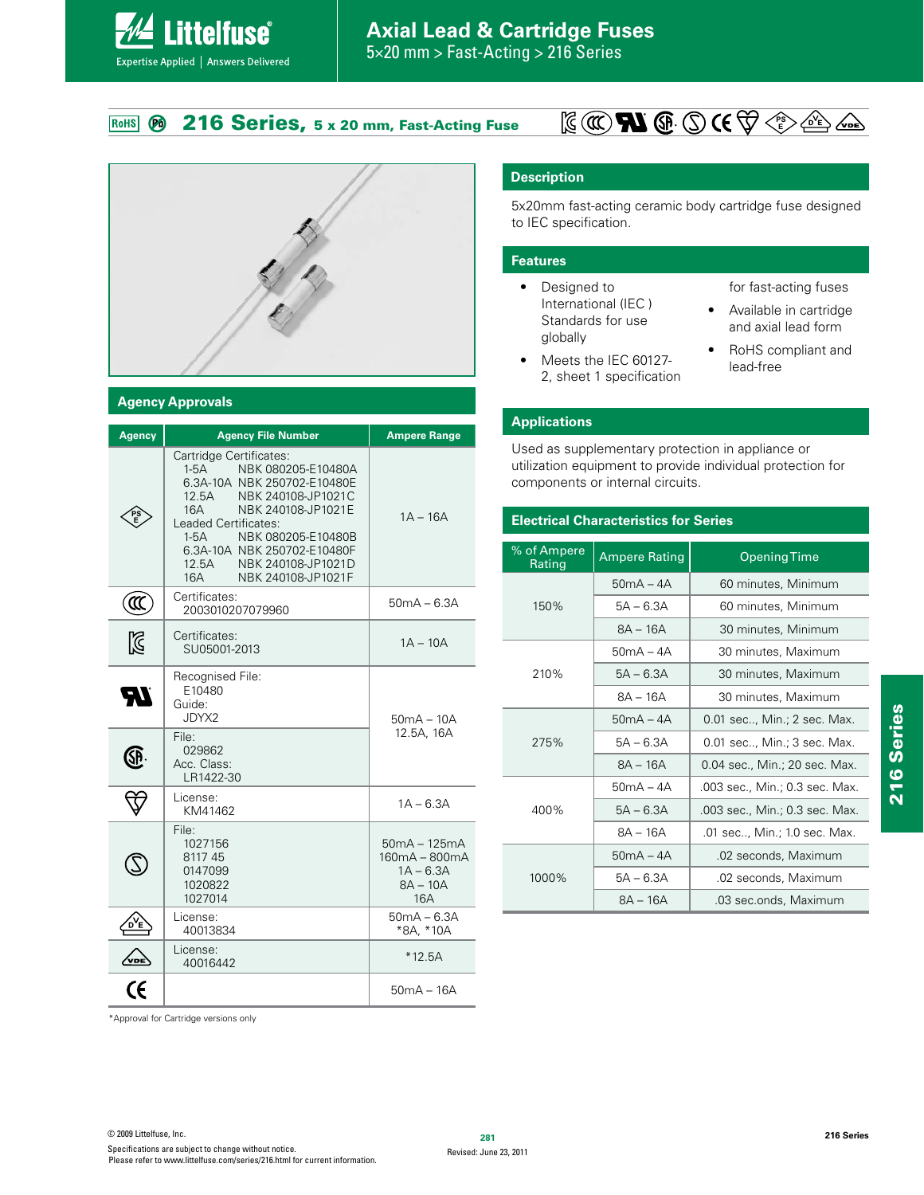# Axial Lead & Cartridge Fuses

5×20 mm > Fast-Acting > 216 Series

## 216 Series, 5 x 20 mm, Fast-Acting Fuse

## Description

5x20mm fast-acting ceramic body cartridge fuse designed to IEC specification.

## Features

- Designed to International (IEC ) Standards for use globally
- Meets the IEC 60127-2, sheet 1 specification for fast-acting fuses
- Available in cartridge and axial lead form
- RoHS compliant and lead-free

## Applications

Used as supplementary protection in appliance or utilization equipment to provide individual protection for components or internal circuits.

## Agency Approvals

| Agency | Agency File Number | Ampere Range |
|---|---|---|
| PSE | Cartridge Certificates:<br>1-5A NBK 080205-E10480A<br>6.3A-10A NBK 250702-E10480E<br>12.5A NBK 240108-JP1021C<br>16A NBK 240108-JP1021E<br>Leaded Certificates:<br>1-5A NBK 080205-E10480B<br>6.3A-10A NBK 250702-E10480F<br>12.5A NBK 240108-JP1021D<br>16A NBK 240108-JP1021F | 1A – 16A |
| CCC | Certificates:<br>2003010207079960 | 50mA – 6.3A |
| KC | Certificates:<br>SU05001-2013 | 1A – 10A |
| UR | Recognised File:<br>E10480<br>Guide:<br>JDYX2 | 50mA – 10A<br>12.5A, 16A |
| CSA | File:<br>029862<br>Acc. Class:<br>LR1422-30 | |
| KTL | License:<br>KM41462 | 1A – 6.3A |
| Semko | File:<br>1027156<br>8117 45<br>0147099<br>1020822<br>1027014 | 50mA – 125mA<br>160mA – 800mA<br>1A – 6.3A<br>8A – 10A<br>16A |
| DVE | License:<br>40013834 | 50mA – 6.3A<br>*8A, *10A |
| VDE | License:<br>40016442 | *12.5A |
| CE | | 50mA – 16A |

*Approval for Cartridge versions only

## Electrical Characteristics for Series

| % of Ampere Rating | Ampere Rating | Opening Time |
|---|---|---|
| 150% | 50mA – 4A | 60 minutes, Minimum |
| | 5A – 6.3A | 60 minutes, Minimum |
| | 8A – 16A | 30 minutes, Minimum |
| 210% | 50mA – 4A | 30 minutes, Maximum |
| | 5A – 6.3A | 30 minutes, Maximum |
| | 8A – 16A | 30 minutes, Maximum |
| 275% | 50mA – 4A | 0.01 sec.., Min.; 2 sec. Max. |
| | 5A – 6.3A | 0.01 sec.., Min.; 3 sec. Max. |
| | 8A – 16A | 0.04 sec., Min.; 20 sec. Max. |
| 400% | 50mA – 4A | .003 sec., Min.; 0.3 sec. Max. |
| | 5A – 6.3A | .003 sec., Min.; 0.3 sec. Max. |
| | 8A – 16A | .01 sec.., Min.; 1.0 sec. Max. |
| 1000% | 50mA – 4A | .02 seconds, Maximum |
| | 5A – 6.3A | .02 seconds, Maximum |
| | 8A – 16A | .03 sec.onds, Maximum |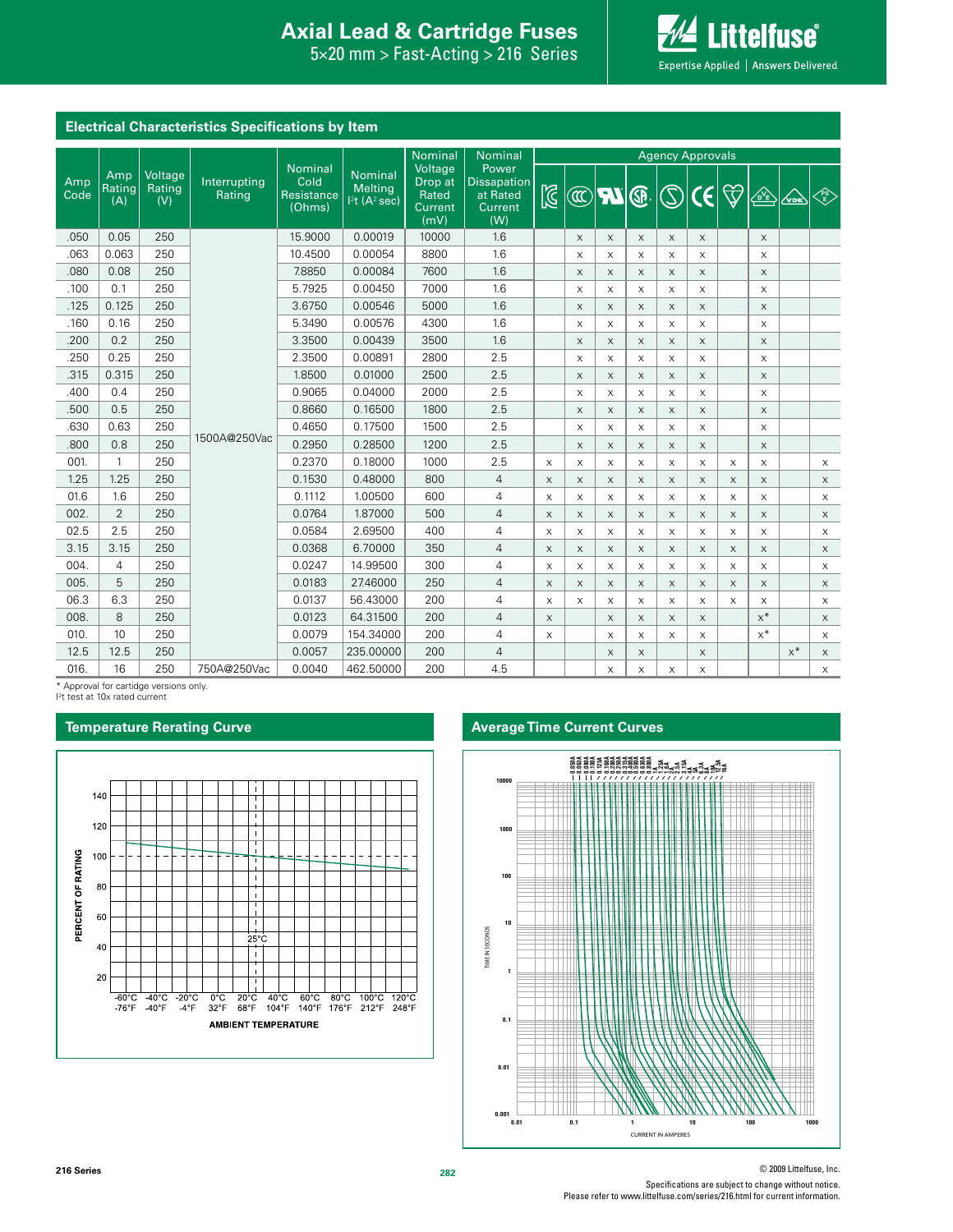## Electrical Characteristics Specifications by Item

| Amp Code | Amp Rating (A) | Voltage Rating (V) | Interrupting Rating | Nominal Cold Resistance (Ohms) | Nominal Melting $I^2t$ ($A^2$ sec) | Nominal Voltage Drop at Rated Current (mV) | Nominal Power Dissapation at Rated Current (W) | Agency Approvals | | | | | | | | | |
|---|---|---|---|---|---|---|---|---|---|---|---|---|---|---|---|---|---|
| | | | | | | | | KC | CCC | UL | CSA | S | CE | Heart | DE | VDE | PSE |
| .050 | 0.05 | 250 | 1500A@250Vac | 15.9000 | 0.00019 | 10000 | 1.6 | | x | x | x | x | x | | x | | |
| .063 | 0.063 | 250 | 1500A@250Vac | 10.4500 | 0.00054 | 8800 | 1.6 | | x | x | x | x | x | | x | | |
| .080 | 0.08 | 250 | 1500A@250Vac | 7.8850 | 0.00084 | 7600 | 1.6 | | x | x | x | x | x | | x | | |
| .100 | 0.1 | 250 | 1500A@250Vac | 5.7925 | 0.00450 | 7000 | 1.6 | | x | x | x | x | x | | x | | |
| .125 | 0.125 | 250 | 1500A@250Vac | 3.6750 | 0.00546 | 5000 | 1.6 | | x | x | x | x | x | | x | | |
| .160 | 0.16 | 250 | 1500A@250Vac | 5.3490 | 0.00576 | 4300 | 1.6 | | x | x | x | x | x | | x | | |
| .200 | 0.2 | 250 | 1500A@250Vac | 3.3500 | 0.00439 | 3500 | 1.6 | | x | x | x | x | x | | x | | |
| .250 | 0.25 | 250 | 1500A@250Vac | 2.3500 | 0.00891 | 2800 | 2.5 | | x | x | x | x | x | | x | | |
| .315 | 0.315 | 250 | 1500A@250Vac | 1.8500 | 0.01000 | 2500 | 2.5 | | x | x | x | x | x | | x | | |
| .400 | 0.4 | 250 | 1500A@250Vac | 0.9065 | 0.04000 | 2000 | 2.5 | | x | x | x | x | x | | x | | |
| .500 | 0.5 | 250 | 1500A@250Vac | 0.8660 | 0.16500 | 1800 | 2.5 | | x | x | x | x | x | | x | | |
| .630 | 0.63 | 250 | 1500A@250Vac | 0.4650 | 0.17500 | 1500 | 2.5 | | x | x | x | x | x | | x | | |
| .800 | 0.8 | 250 | 1500A@250Vac | 0.2950 | 0.28500 | 1200 | 2.5 | | x | x | x | x | x | | x | | |
| 001. | 1 | 250 | 1500A@250Vac | 0.2370 | 0.18000 | 1000 | 2.5 | x | x | x | x | x | x | x | x | | x |
| 1.25 | 1.25 | 250 | 1500A@250Vac | 0.1530 | 0.48000 | 800 | 4 | x | x | x | x | x | x | x | x | | x |
| 01.6 | 1.6 | 250 | 1500A@250Vac | 0.1112 | 1.00500 | 600 | 4 | x | x | x | x | x | x | x | x | | x |
| 002. | 2 | 250 | 1500A@250Vac | 0.0764 | 1.87000 | 500 | 4 | x | x | x | x | x | x | x | x | | x |
| 02.5 | 2.5 | 250 | 1500A@250Vac | 0.0584 | 2.69500 | 400 | 4 | x | x | x | x | x | x | x | x | | x |
| 3.15 | 3.15 | 250 | 1500A@250Vac | 0.0368 | 6.70000 | 350 | 4 | x | x | x | x | x | x | x | x | | x |
| 004. | 4 | 250 | 1500A@250Vac | 0.0247 | 14.99500 | 300 | 4 | x | x | x | x | x | x | x | x | | x |
| 005. | 5 | 250 | 1500A@250Vac | 0.0183 | 27.46000 | 250 | 4 | x | x | x | x | x | x | x | x | | x |
| 06.3 | 6.3 | 250 | 1500A@250Vac | 0.0137 | 56.43000 | 200 | 4 | x | x | x | x | x | x | x | x | | x |
| 008. | 8 | 250 | 1500A@250Vac | 0.0123 | 64.31500 | 200 | 4 | x | | x | x | x | x | | x* | | x |
| 010. | 10 | 250 | 1500A@250Vac | 0.0079 | 154.34000 | 200 | 4 | x | | x | x | x | x | | x* | | x |
| 12.5 | 12.5 | 250 | 1500A@250Vac | 0.0057 | 235.00000 | 200 | 4 | | | x | x | | x | | | x* | x |
| 016. | 16 | 250 | 750A@250Vac | 0.0040 | 462.50000 | 200 | 4.5 | | | x | x | x | x | | | | x |

* Approval for cartidge versions only.
$I^2t$ test at 10x rated current

## Temperature Rerating Curve

## Average Time Current Curves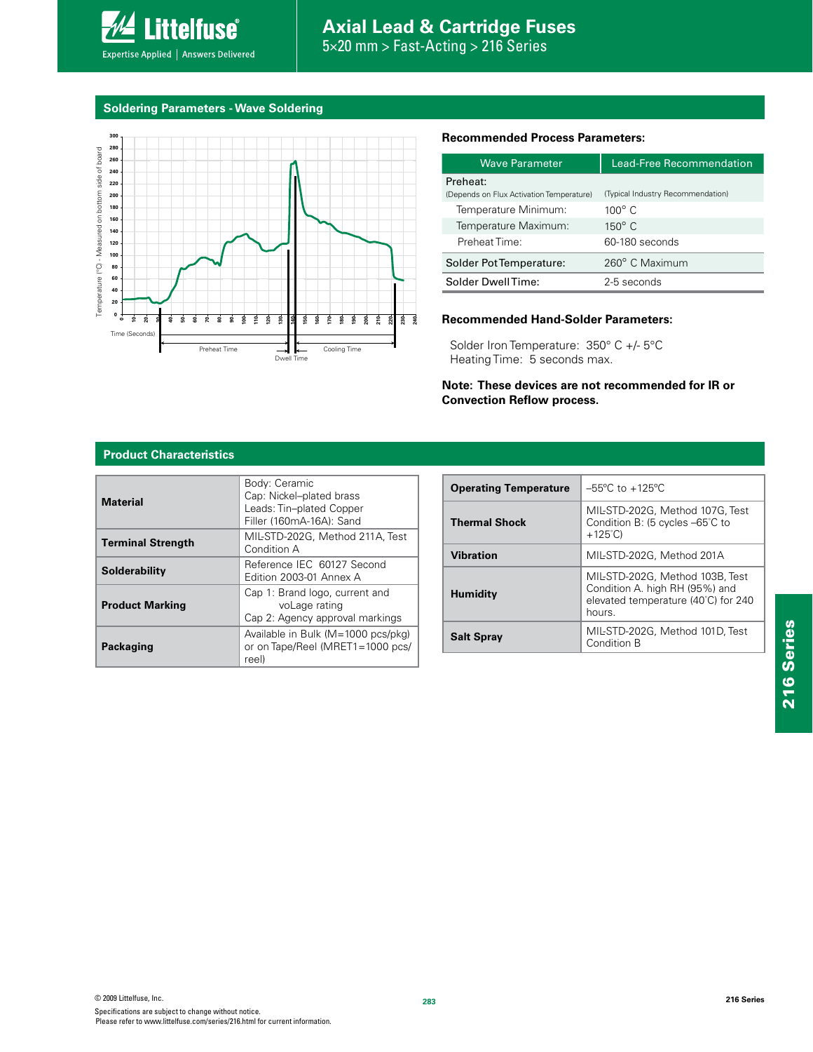## Soldering Parameters - Wave Soldering

### Recommended Process Parameters:

| Wave Parameter | Lead-Free Recommendation |
|---|---|
| Preheat: (Depends on Flux Activation Temperature) | (Typical Industry Recommendation) |
| Temperature Minimum: | 100° C |
| Temperature Maximum: | 150° C |
| Preheat Time: | 60-180 seconds |
| Solder Pot Temperature: | 260° C Maximum |
| Solder Dwell Time: | 2-5 seconds |

### Recommended Hand-Solder Parameters:

Solder Iron Temperature: 350° C +/- 5°C
Heating Time: 5 seconds max.

**Note: These devices are not recommended for IR or Convection Reflow process.**

## Product Characteristics

| | |
|---|---|
| **Material** | Body: Ceramic<br>Cap: Nickel–plated brass<br>Leads: Tin–plated Copper<br>Filler (160mA-16A): Sand |
| **Terminal Strength** | MIL-STD-202G, Method 211A, Test Condition A |
| **Solderability** | Reference IEC 60127 Second Edition 2003-01 Annex A |
| **Product Marking** | Cap 1: Brand logo, current and voLage rating<br>Cap 2: Agency approval markings |
| **Packaging** | Available in Bulk (M=1000 pcs/pkg) or on Tape/Reel (MRET1=1000 pcs/reel) |

| | |
|---|---|
| **Operating Temperature** | –55°C to +125°C |
| **Thermal Shock** | MIL-STD-202G, Method 107G, Test Condition B: (5 cycles –65˚C to +125˚C) |
| **Vibration** | MIL-STD-202G, Method 201A |
| **Humidity** | MIL-STD-202G, Method 103B, Test Condition A. high RH (95%) and elevated temperature (40˚C) for 240 hours. |
| **Salt Spray** | MIL-STD-202G, Method 101D, Test Condition B |

© 2009 Littelfuse, Inc.
Specifications are subject to change without notice.
Please refer to www.littelfuse.com/series/216.html for current information.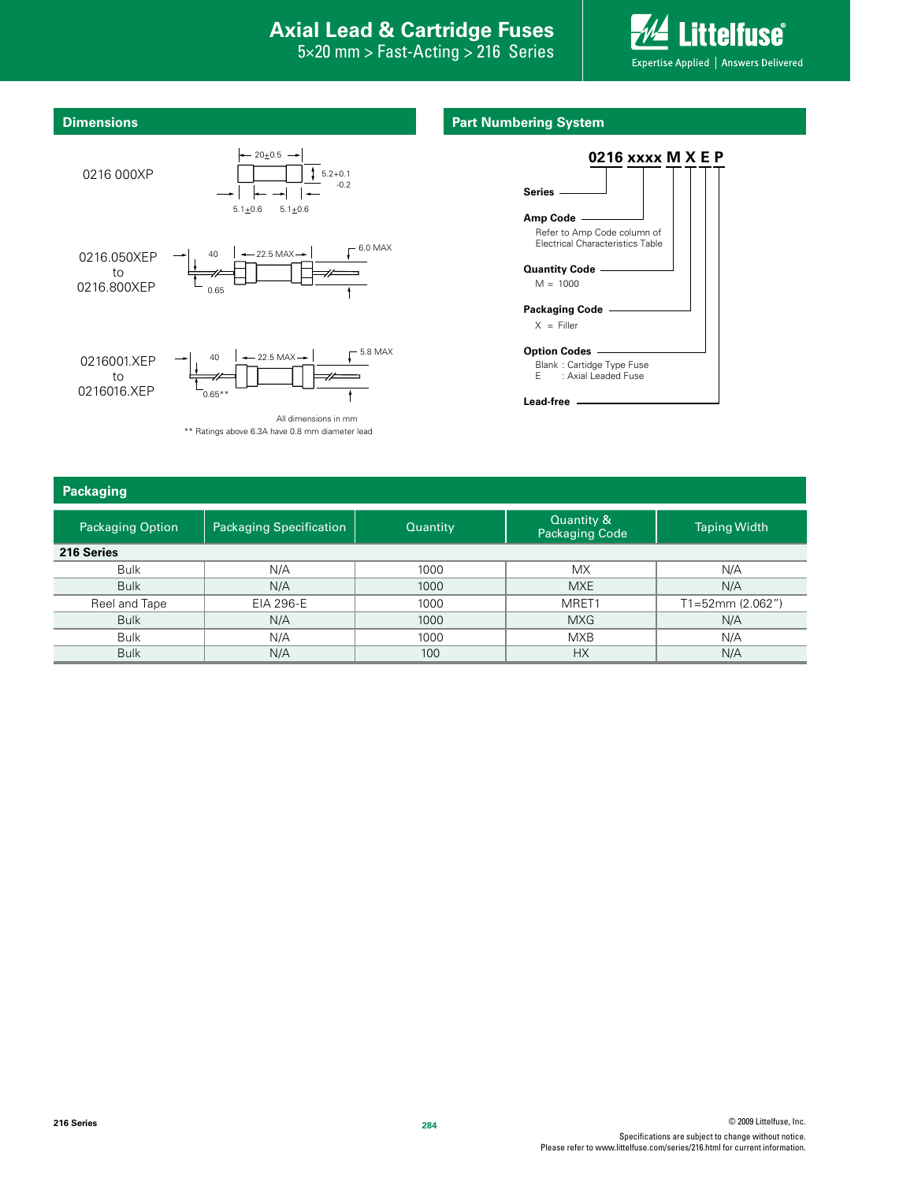## Dimensions

0216 000XP

20±0.5

5.2+0.1 -0.2

5.1±0.6 5.1±0.6

0216.050XEP to 0216.800XEP

40

22.5 MAX

6.0 MAX

0.65

0216001.XEP to 0216016.XEP

40

22.5 MAX

5.8 MAX

0.65**

All dimensions in mm

** Ratings above 6.3A have 0.8 mm diameter lead

## Part Numbering System

**0216 xxxx M X E P**

**Series**

**Amp Code**
Refer to Amp Code column of Electrical Characteristics Table

**Quantity Code**
M = 1000

**Packaging Code**
X = Filler

**Option Codes**
Blank : Cartridge Type Fuse
E : Axial Leaded Fuse

**Lead-free**

## Packaging

| Packaging Option | Packaging Specification | Quantity | Quantity & Packaging Code | Taping Width |
|---|---|---|---|---|
| **216 Series** | | | | |
| Bulk | N/A | 1000 | MX | N/A |
| Bulk | N/A | 1000 | MXE | N/A |
| Reel and Tape | EIA 296-E | 1000 | MRET1 | T1=52mm (2.062") |
| Bulk | N/A | 1000 | MXG | N/A |
| Bulk | N/A | 1000 | MXB | N/A |
| Bulk | N/A | 100 | HX | N/A |

© 2009 Littelfuse, Inc.
Specifications are subject to change without notice.
Please refer to www.littelfuse.com/series/216.html for current information.